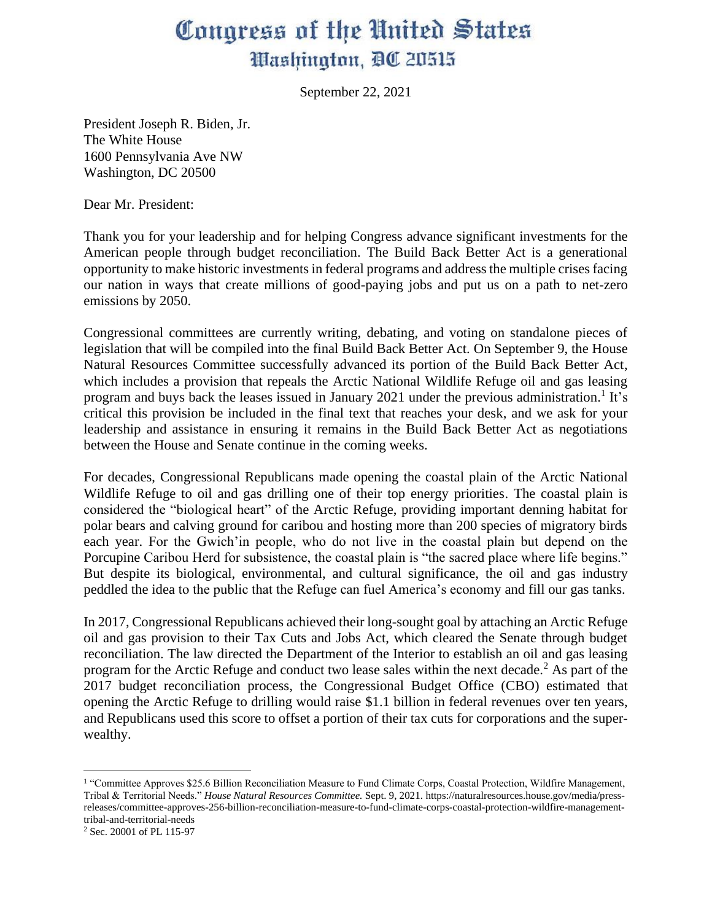# Congress of the United States
## Washington, DC 20515

September 22, 2021

President Joseph R. Biden, Jr.
The White House
1600 Pennsylvania Ave NW
Washington, DC 20500

Dear Mr. President:

Thank you for your leadership and for helping Congress advance significant investments for the American people through budget reconciliation. The Build Back Better Act is a generational opportunity to make historic investments in federal programs and address the multiple crises facing our nation in ways that create millions of good-paying jobs and put us on a path to net-zero emissions by 2050.

Congressional committees are currently writing, debating, and voting on standalone pieces of legislation that will be compiled into the final Build Back Better Act. On September 9, the House Natural Resources Committee successfully advanced its portion of the Build Back Better Act, which includes a provision that repeals the Arctic National Wildlife Refuge oil and gas leasing program and buys back the leases issued in January 2021 under the previous administration.[1] It's critical this provision be included in the final text that reaches your desk, and we ask for your leadership and assistance in ensuring it remains in the Build Back Better Act as negotiations between the House and Senate continue in the coming weeks.

For decades, Congressional Republicans made opening the coastal plain of the Arctic National Wildlife Refuge to oil and gas drilling one of their top energy priorities. The coastal plain is considered the "biological heart" of the Arctic Refuge, providing important denning habitat for polar bears and calving ground for caribou and hosting more than 200 species of migratory birds each year. For the Gwich'in people, who do not live in the coastal plain but depend on the Porcupine Caribou Herd for subsistence, the coastal plain is "the sacred place where life begins." But despite its biological, environmental, and cultural significance, the oil and gas industry peddled the idea to the public that the Refuge can fuel America's economy and fill our gas tanks.

In 2017, Congressional Republicans achieved their long-sought goal by attaching an Arctic Refuge oil and gas provision to their Tax Cuts and Jobs Act, which cleared the Senate through budget reconciliation. The law directed the Department of the Interior to establish an oil and gas leasing program for the Arctic Refuge and conduct two lease sales within the next decade.[2] As part of the 2017 budget reconciliation process, the Congressional Budget Office (CBO) estimated that opening the Arctic Refuge to drilling would raise $1.1 billion in federal revenues over ten years, and Republicans used this score to offset a portion of their tax cuts for corporations and the super-wealthy.

---

[1] "Committee Approves $25.6 Billion Reconciliation Measure to Fund Climate Corps, Coastal Protection, Wildfire Management, Tribal & Territorial Needs." *House Natural Resources Committee.* Sept. 9, 2021. https://naturalresources.house.gov/media/press-releases/committee-approves-256-billion-reconciliation-measure-to-fund-climate-corps-coastal-protection-wildfire-management-tribal-and-territorial-needs

[2] Sec. 20001 of PL 115-97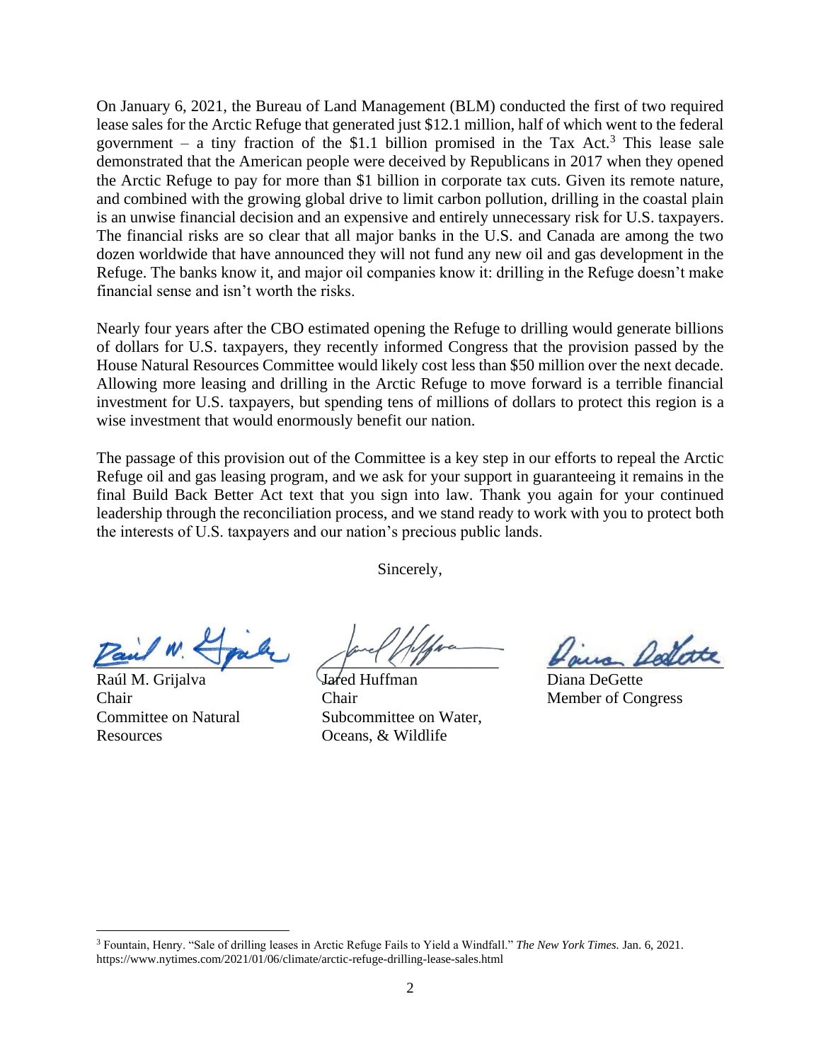On January 6, 2021, the Bureau of Land Management (BLM) conducted the first of two required lease sales for the Arctic Refuge that generated just $12.1 million, half of which went to the federal government – a tiny fraction of the $1.1 billion promised in the Tax Act.[3] This lease sale demonstrated that the American people were deceived by Republicans in 2017 when they opened the Arctic Refuge to pay for more than $1 billion in corporate tax cuts. Given its remote nature, and combined with the growing global drive to limit carbon pollution, drilling in the coastal plain is an unwise financial decision and an expensive and entirely unnecessary risk for U.S. taxpayers. The financial risks are so clear that all major banks in the U.S. and Canada are among the two dozen worldwide that have announced they will not fund any new oil and gas development in the Refuge. The banks know it, and major oil companies know it: drilling in the Refuge doesn't make financial sense and isn't worth the risks.

Nearly four years after the CBO estimated opening the Refuge to drilling would generate billions of dollars for U.S. taxpayers, they recently informed Congress that the provision passed by the House Natural Resources Committee would likely cost less than $50 million over the next decade. Allowing more leasing and drilling in the Arctic Refuge to move forward is a terrible financial investment for U.S. taxpayers, but spending tens of millions of dollars to protect this region is a wise investment that would enormously benefit our nation.

The passage of this provision out of the Committee is a key step in our efforts to repeal the Arctic Refuge oil and gas leasing program, and we ask for your support in guaranteeing it remains in the final Build Back Better Act text that you sign into law. Thank you again for your continued leadership through the reconciliation process, and we stand ready to work with you to protect both the interests of U.S. taxpayers and our nation's precious public lands.

Sincerely,

Raúl M. Grijalva
Chair
Committee on Natural Resources

Jared Huffman
Chair
Subcommittee on Water, Oceans, & Wildlife

Diana DeGette
Member of Congress

---

[3] Fountain, Henry. "Sale of drilling leases in Arctic Refuge Fails to Yield a Windfall." *The New York Times.* Jan. 6, 2021. https://www.nytimes.com/2021/01/06/climate/arctic-refuge-drilling-lease-sales.html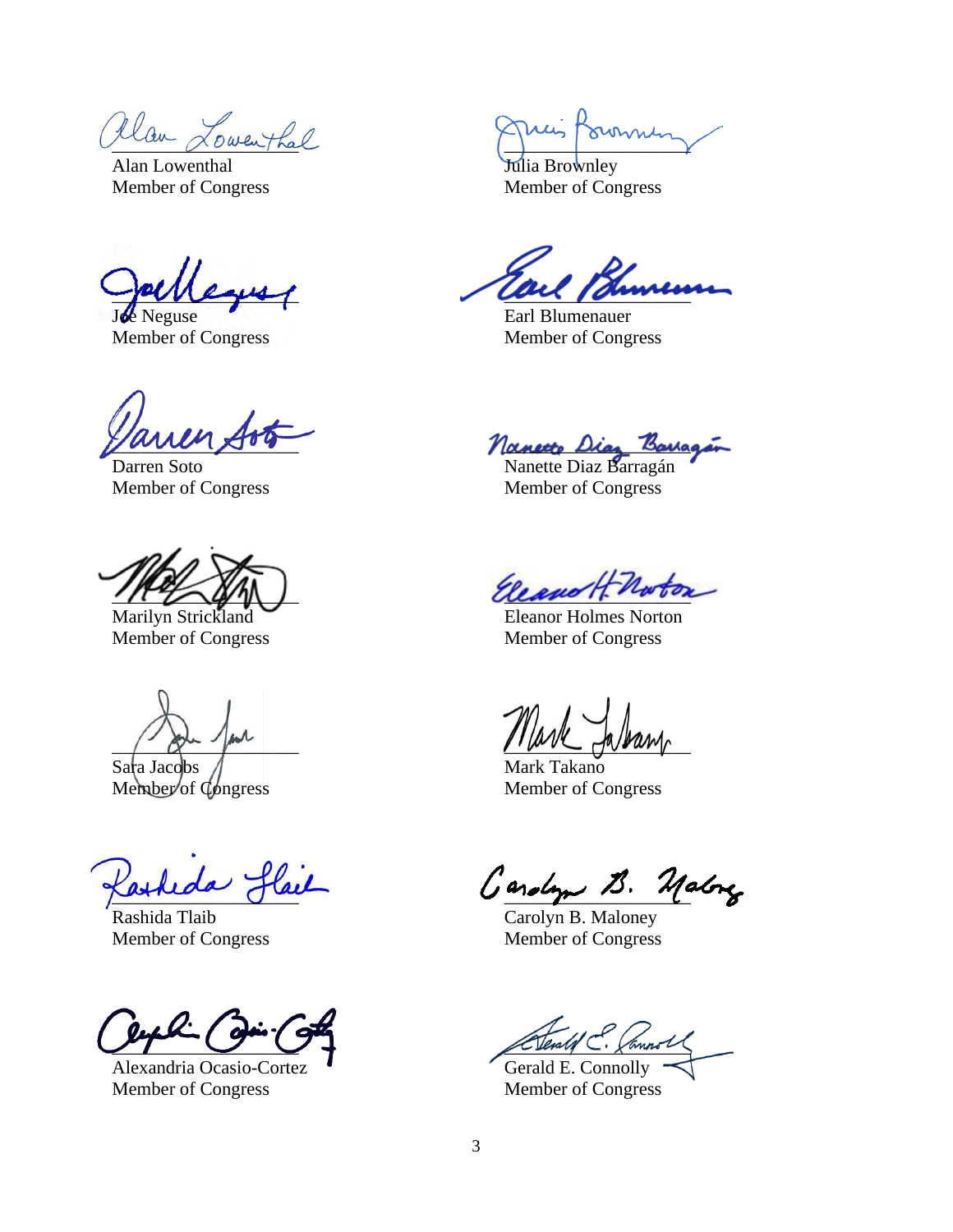Alan Lowenthal
Member of Congress

Julia Brownley
Member of Congress

Joe Neguse
Member of Congress

Earl Blumenauer
Member of Congress

Darren Soto
Member of Congress

Nanette Diaz Barragán
Member of Congress

Marilyn Strickland
Member of Congress

Eleanor Holmes Norton
Member of Congress

Sara Jacobs
Member of Congress

Mark Takano
Member of Congress

Rashida Tlaib
Member of Congress

Carolyn B. Maloney
Member of Congress

Alexandria Ocasio-Cortez
Member of Congress

Gerald E. Connolly
Member of Congress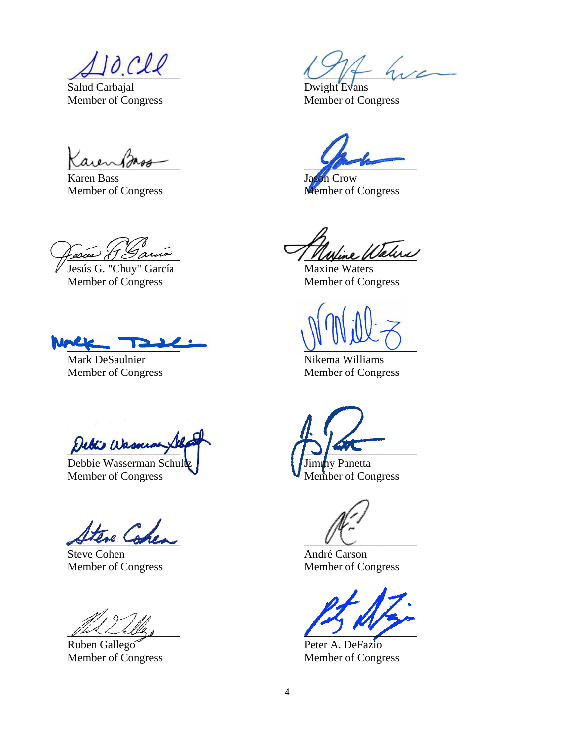Salud Carbajal
Member of Congress

Dwight Evans
Member of Congress

Karen Bass
Member of Congress

Jason Crow
Member of Congress

Jesús G. "Chuy" García
Member of Congress

Maxine Waters
Member of Congress

Mark DeSaulnier
Member of Congress

Nikema Williams
Member of Congress

Debbie Wasserman Schultz
Member of Congress

Jimmy Panetta
Member of Congress

Steve Cohen
Member of Congress

André Carson
Member of Congress

Ruben Gallego
Member of Congress

Peter A. DeFazio
Member of Congress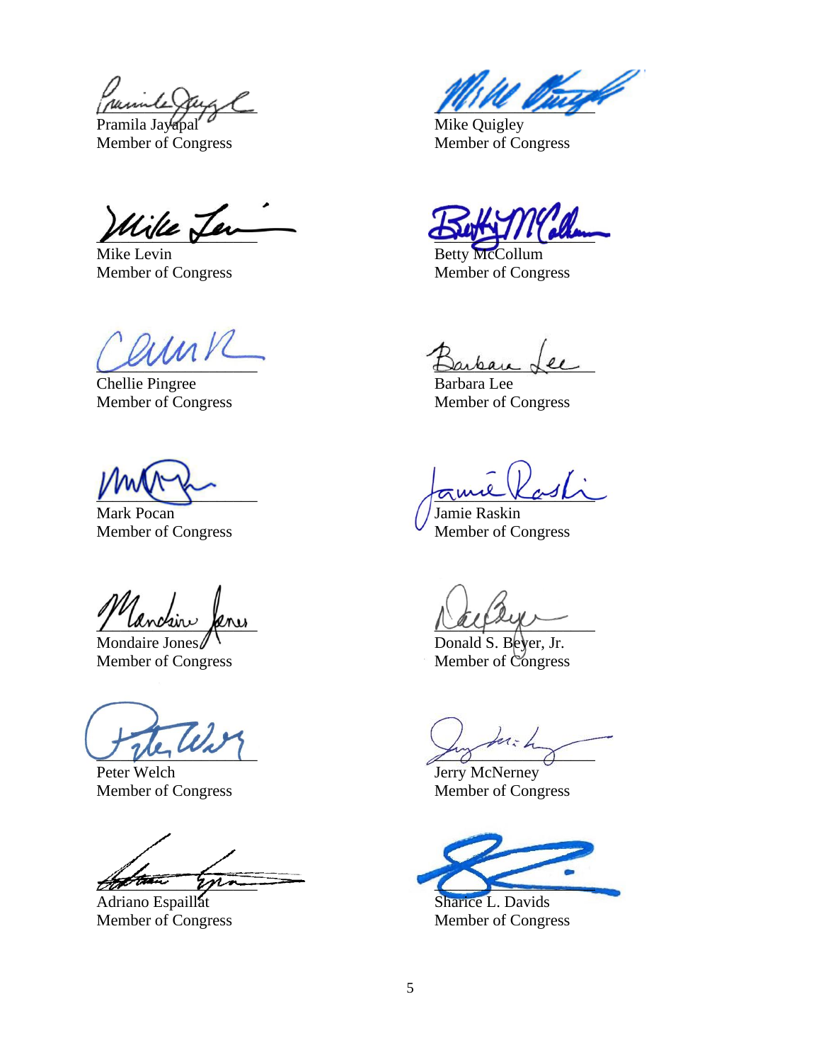Pramila Jayapal
Member of Congress

Mike Quigley
Member of Congress

Mike Levin
Member of Congress

Betty McCollum
Member of Congress

Chellie Pingree
Member of Congress

Barbara Lee
Member of Congress

Mark Pocan
Member of Congress

Jamie Raskin
Member of Congress

Mondaire Jones
Member of Congress

Donald S. Beyer, Jr.
Member of Congress

Peter Welch
Member of Congress

Jerry McNerney
Member of Congress

Adriano Espaillat
Member of Congress

Sharice L. Davids
Member of Congress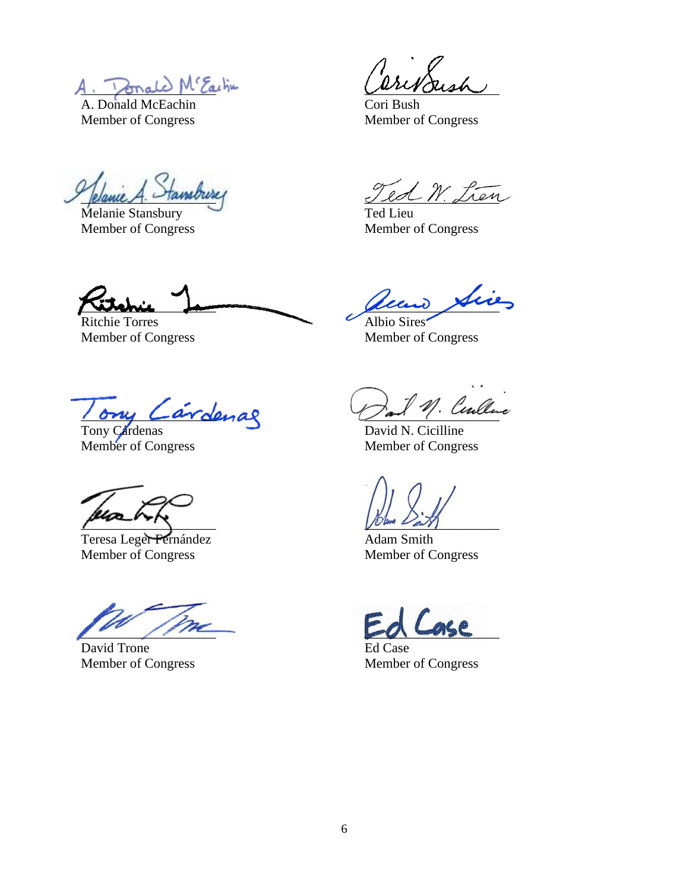A. Donald McEachin
Member of Congress

Cori Bush
Member of Congress

Melanie Stansbury
Member of Congress

Ted Lieu
Member of Congress

Ritchie Torres
Member of Congress

Albio Sires
Member of Congress

Tony Cárdenas
Member of Congress

David N. Cicilline
Member of Congress

Teresa Leger Fernández
Member of Congress

Adam Smith
Member of Congress

David Trone
Member of Congress

Ed Case
Member of Congress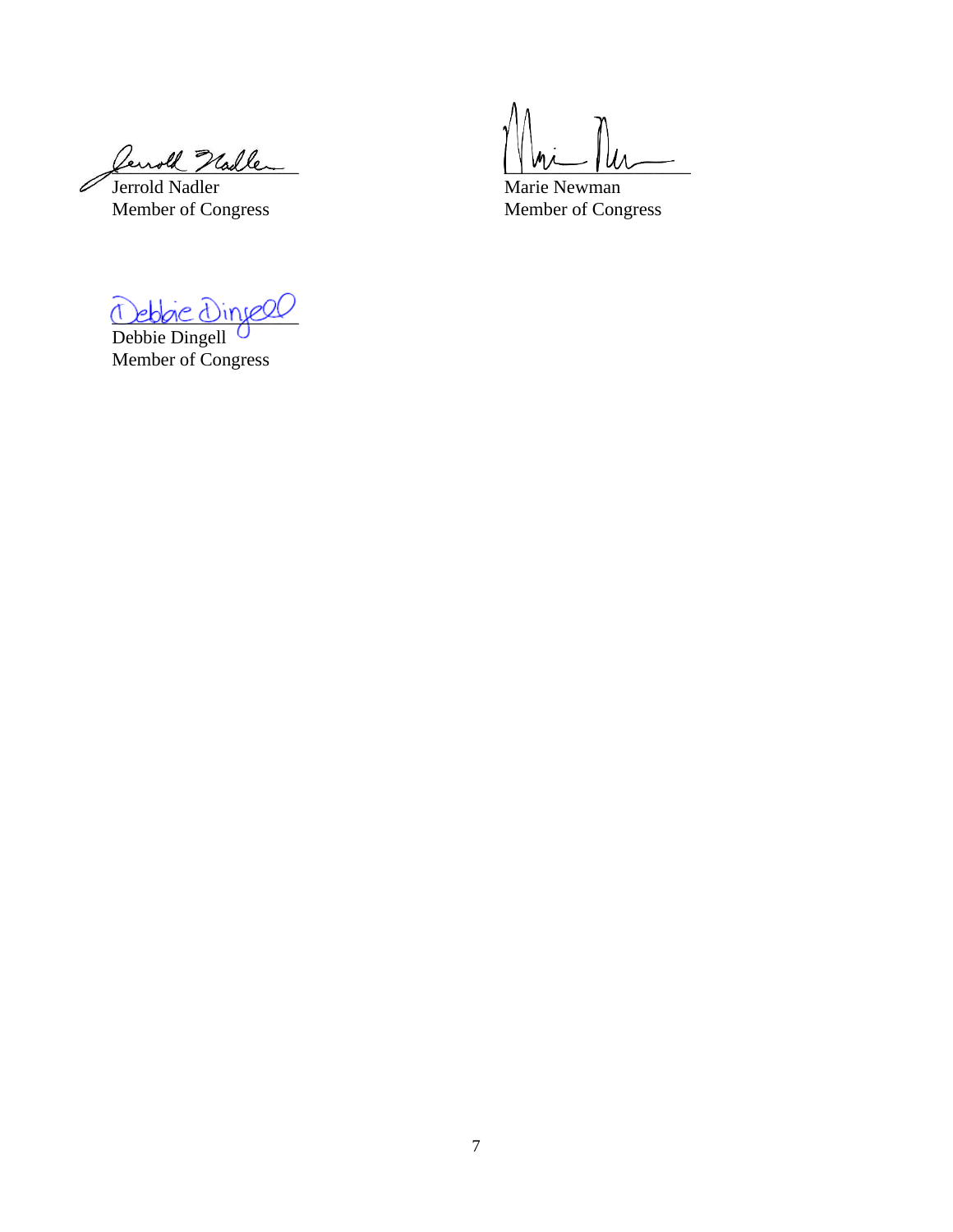Jerrold Nadler
Member of Congress

Marie Newman
Member of Congress

Debbie Dingell
Member of Congress